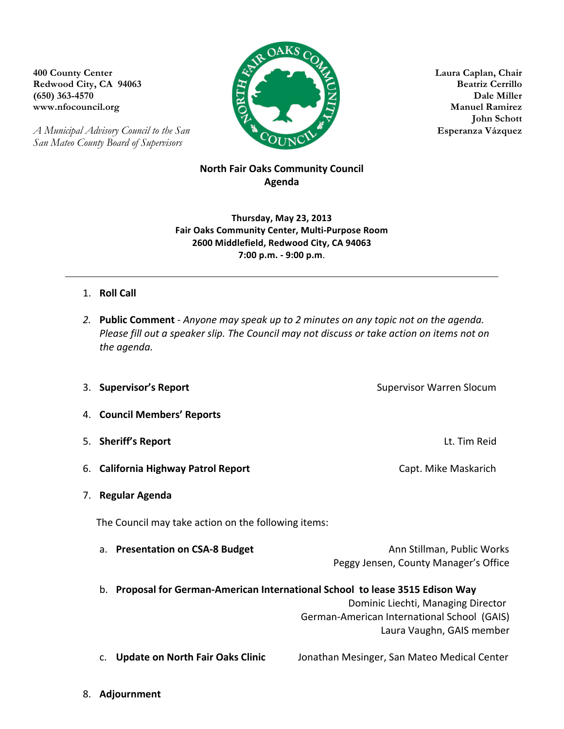**400 County Center**
**Redwood City, CA 94063**
**(650) 363-4570**
**www.nfocouncil.org**

*A Municipal Advisory Council to the San San Mateo County Board of Supervisors*

**Laura Caplan, Chair**
**Beatriz Cerrillo**
**Dale Miller**
**Manuel Ramirez**
**John Schott**
**Esperanza Vázquez**

# North Fair Oaks Community Council
# Agenda

**Thursday, May 23, 2013**
**Fair Oaks Community Center, Multi-Purpose Room**
**2600 Middlefield, Redwood City, CA 94063**
**7:00 p.m. - 9:00 p.m.**

---

1. **Roll Call**

2. **Public Comment** - *Anyone may speak up to 2 minutes on any topic not on the agenda. Please fill out a speaker slip. The Council may not discuss or take action on items not on the agenda.*

3. **Supervisor's Report** — Supervisor Warren Slocum

4. **Council Members' Reports**

5. **Sheriff's Report** — Lt. Tim Reid

6. **California Highway Patrol Report** — Capt. Mike Maskarich

7. **Regular Agenda**

   The Council may take action on the following items:

   a. **Presentation on CSA-8 Budget** — Ann Stillman, Public Works; Peggy Jensen, County Manager's Office

   b. **Proposal for German-American International School to lease 3515 Edison Way** — Dominic Liechti, Managing Director, German-American International School (GAIS); Laura Vaughn, GAIS member

   c. **Update on North Fair Oaks Clinic** — Jonathan Mesinger, San Mateo Medical Center

8. **Adjournment**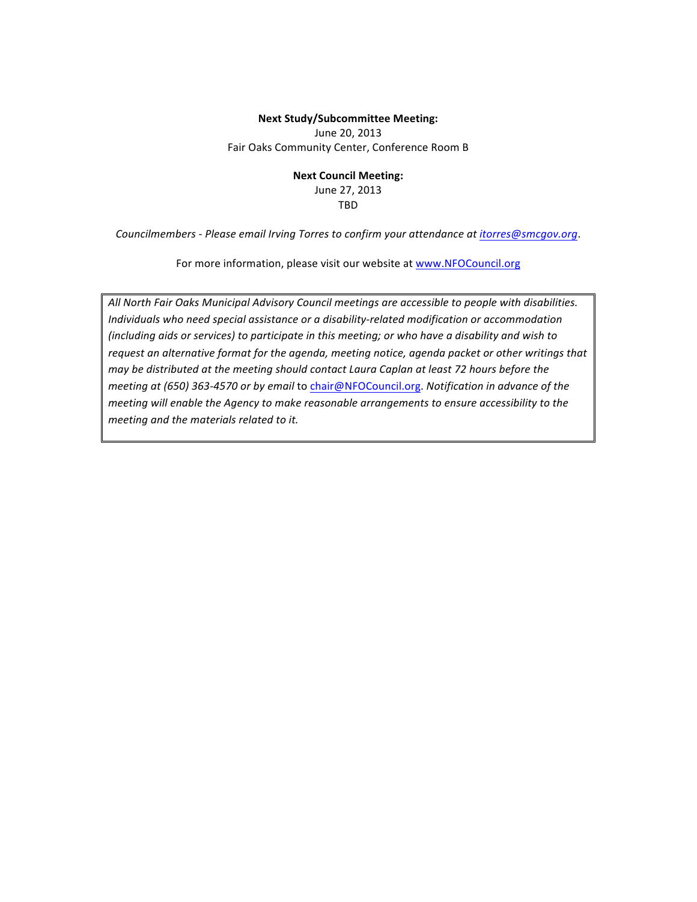**Next Study/Subcommittee Meeting:**
June 20, 2013
Fair Oaks Community Center, Conference Room B

**Next Council Meeting:**
June 27, 2013
TBD

*Councilmembers - Please email Irving Torres to confirm your attendance at itorres@smcgov.org.*

For more information, please visit our website at www.NFOCouncil.org

*All North Fair Oaks Municipal Advisory Council meetings are accessible to people with disabilities. Individuals who need special assistance or a disability-related modification or accommodation (including aids or services) to participate in this meeting; or who have a disability and wish to request an alternative format for the agenda, meeting notice, agenda packet or other writings that may be distributed at the meeting should contact Laura Caplan at least 72 hours before the meeting at (650) 363-4570 or by email* to chair@NFOCouncil.org. *Notification in advance of the meeting will enable the Agency to make reasonable arrangements to ensure accessibility to the meeting and the materials related to it.*